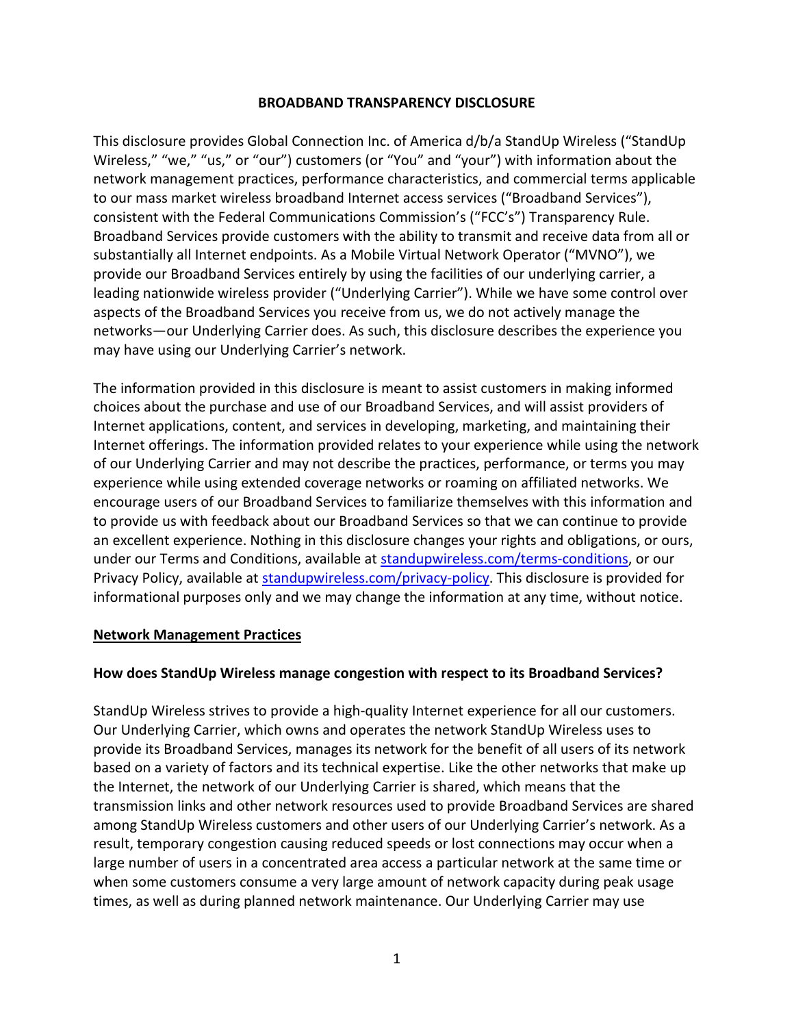# BROADBAND TRANSPARENCY DISCLOSURE

This disclosure provides Global Connection Inc. of America d/b/a StandUp Wireless ("StandUp Wireless," "we," "us," or "our") customers (or "You" and "your") with information about the network management practices, performance characteristics, and commercial terms applicable to our mass market wireless broadband Internet access services ("Broadband Services"), consistent with the Federal Communications Commission's ("FCC's") Transparency Rule. Broadband Services provide customers with the ability to transmit and receive data from all or substantially all Internet endpoints. As a Mobile Virtual Network Operator ("MVNO"), we provide our Broadband Services entirely by using the facilities of our underlying carrier, a leading nationwide wireless provider ("Underlying Carrier"). While we have some control over aspects of the Broadband Services you receive from us, we do not actively manage the networks—our Underlying Carrier does. As such, this disclosure describes the experience you may have using our Underlying Carrier's network.

The information provided in this disclosure is meant to assist customers in making informed choices about the purchase and use of our Broadband Services, and will assist providers of Internet applications, content, and services in developing, marketing, and maintaining their Internet offerings. The information provided relates to your experience while using the network of our Underlying Carrier and may not describe the practices, performance, or terms you may experience while using extended coverage networks or roaming on affiliated networks. We encourage users of our Broadband Services to familiarize themselves with this information and to provide us with feedback about our Broadband Services so that we can continue to provide an excellent experience. Nothing in this disclosure changes your rights and obligations, or ours, under our Terms and Conditions, available at [standupwireless.com/terms-conditions](standupwireless.com/terms-conditions), or our Privacy Policy, available at [standupwireless.com/privacy-policy](standupwireless.com/privacy-policy). This disclosure is provided for informational purposes only and we may change the information at any time, without notice.

## Network Management Practices

### How does StandUp Wireless manage congestion with respect to its Broadband Services?

StandUp Wireless strives to provide a high-quality Internet experience for all our customers. Our Underlying Carrier, which owns and operates the network StandUp Wireless uses to provide its Broadband Services, manages its network for the benefit of all users of its network based on a variety of factors and its technical expertise. Like the other networks that make up the Internet, the network of our Underlying Carrier is shared, which means that the transmission links and other network resources used to provide Broadband Services are shared among StandUp Wireless customers and other users of our Underlying Carrier's network. As a result, temporary congestion causing reduced speeds or lost connections may occur when a large number of users in a concentrated area access a particular network at the same time or when some customers consume a very large amount of network capacity during peak usage times, as well as during planned network maintenance. Our Underlying Carrier may use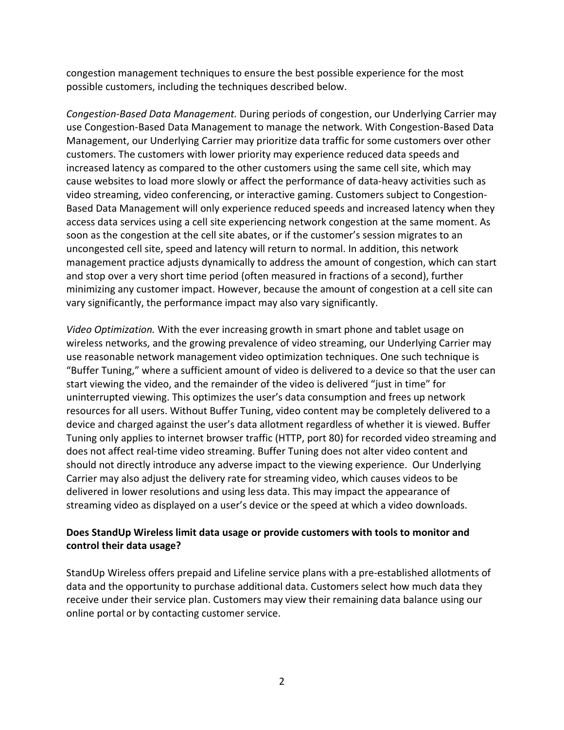congestion management techniques to ensure the best possible experience for the most possible customers, including the techniques described below.

*Congestion-Based Data Management.* During periods of congestion, our Underlying Carrier may use Congestion-Based Data Management to manage the network. With Congestion-Based Data Management, our Underlying Carrier may prioritize data traffic for some customers over other customers. The customers with lower priority may experience reduced data speeds and increased latency as compared to the other customers using the same cell site, which may cause websites to load more slowly or affect the performance of data-heavy activities such as video streaming, video conferencing, or interactive gaming. Customers subject to Congestion-Based Data Management will only experience reduced speeds and increased latency when they access data services using a cell site experiencing network congestion at the same moment. As soon as the congestion at the cell site abates, or if the customer's session migrates to an uncongested cell site, speed and latency will return to normal. In addition, this network management practice adjusts dynamically to address the amount of congestion, which can start and stop over a very short time period (often measured in fractions of a second), further minimizing any customer impact. However, because the amount of congestion at a cell site can vary significantly, the performance impact may also vary significantly.

*Video Optimization.* With the ever increasing growth in smart phone and tablet usage on wireless networks, and the growing prevalence of video streaming, our Underlying Carrier may use reasonable network management video optimization techniques. One such technique is "Buffer Tuning," where a sufficient amount of video is delivered to a device so that the user can start viewing the video, and the remainder of the video is delivered "just in time" for uninterrupted viewing. This optimizes the user's data consumption and frees up network resources for all users. Without Buffer Tuning, video content may be completely delivered to a device and charged against the user's data allotment regardless of whether it is viewed. Buffer Tuning only applies to internet browser traffic (HTTP, port 80) for recorded video streaming and does not affect real-time video streaming. Buffer Tuning does not alter video content and should not directly introduce any adverse impact to the viewing experience. Our Underlying Carrier may also adjust the delivery rate for streaming video, which causes videos to be delivered in lower resolutions and using less data. This may impact the appearance of streaming video as displayed on a user's device or the speed at which a video downloads.

**Does StandUp Wireless limit data usage or provide customers with tools to monitor and control their data usage?**

StandUp Wireless offers prepaid and Lifeline service plans with a pre-established allotments of data and the opportunity to purchase additional data. Customers select how much data they receive under their service plan. Customers may view their remaining data balance using our online portal or by contacting customer service.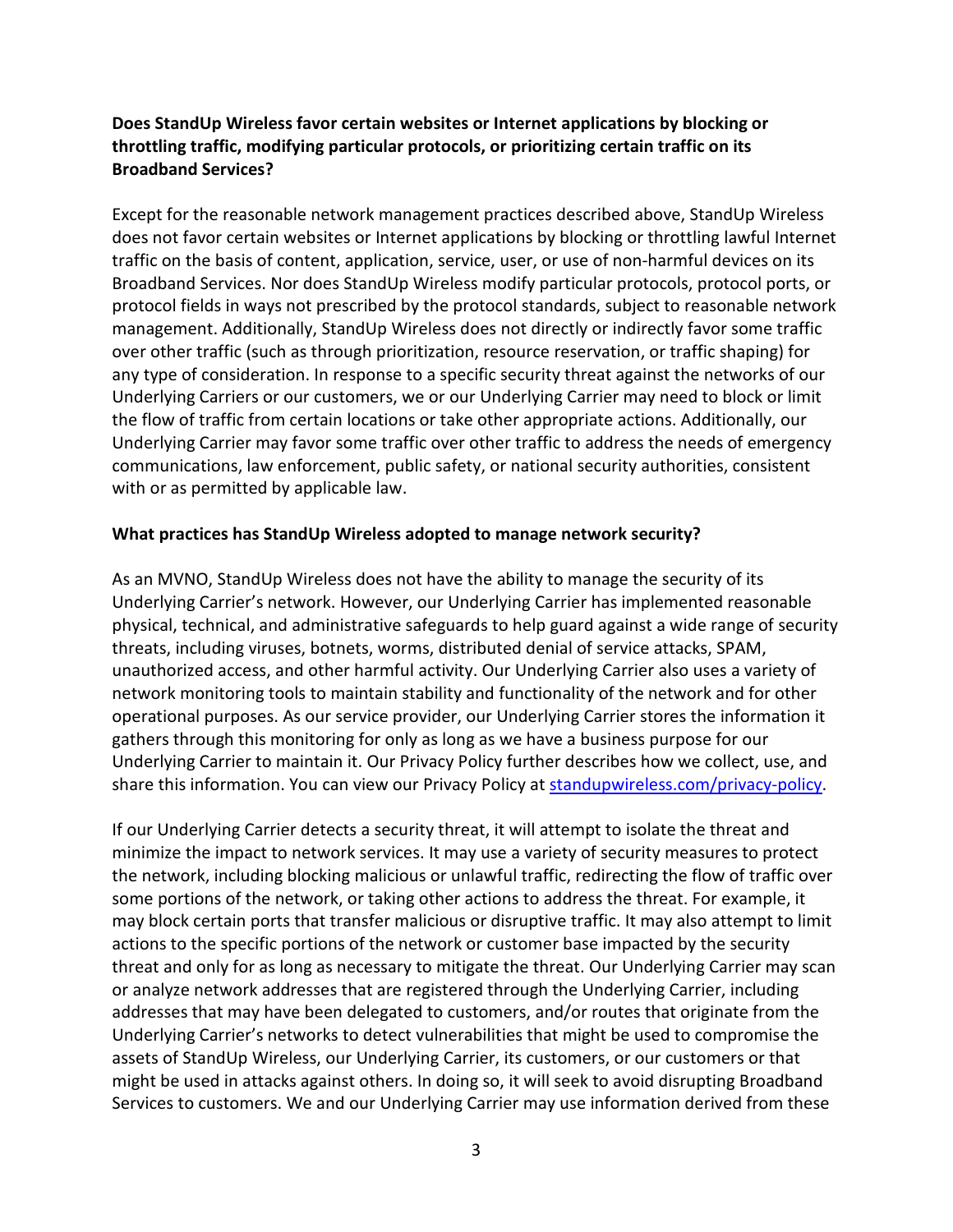**Does StandUp Wireless favor certain websites or Internet applications by blocking or throttling traffic, modifying particular protocols, or prioritizing certain traffic on its Broadband Services?**

Except for the reasonable network management practices described above, StandUp Wireless does not favor certain websites or Internet applications by blocking or throttling lawful Internet traffic on the basis of content, application, service, user, or use of non-harmful devices on its Broadband Services. Nor does StandUp Wireless modify particular protocols, protocol ports, or protocol fields in ways not prescribed by the protocol standards, subject to reasonable network management. Additionally, StandUp Wireless does not directly or indirectly favor some traffic over other traffic (such as through prioritization, resource reservation, or traffic shaping) for any type of consideration. In response to a specific security threat against the networks of our Underlying Carriers or our customers, we or our Underlying Carrier may need to block or limit the flow of traffic from certain locations or take other appropriate actions. Additionally, our Underlying Carrier may favor some traffic over other traffic to address the needs of emergency communications, law enforcement, public safety, or national security authorities, consistent with or as permitted by applicable law.

**What practices has StandUp Wireless adopted to manage network security?**

As an MVNO, StandUp Wireless does not have the ability to manage the security of its Underlying Carrier's network. However, our Underlying Carrier has implemented reasonable physical, technical, and administrative safeguards to help guard against a wide range of security threats, including viruses, botnets, worms, distributed denial of service attacks, SPAM, unauthorized access, and other harmful activity. Our Underlying Carrier also uses a variety of network monitoring tools to maintain stability and functionality of the network and for other operational purposes. As our service provider, our Underlying Carrier stores the information it gathers through this monitoring for only as long as we have a business purpose for our Underlying Carrier to maintain it. Our Privacy Policy further describes how we collect, use, and share this information. You can view our Privacy Policy at [standupwireless.com/privacy-policy](standupwireless.com/privacy-policy).

If our Underlying Carrier detects a security threat, it will attempt to isolate the threat and minimize the impact to network services. It may use a variety of security measures to protect the network, including blocking malicious or unlawful traffic, redirecting the flow of traffic over some portions of the network, or taking other actions to address the threat. For example, it may block certain ports that transfer malicious or disruptive traffic. It may also attempt to limit actions to the specific portions of the network or customer base impacted by the security threat and only for as long as necessary to mitigate the threat. Our Underlying Carrier may scan or analyze network addresses that are registered through the Underlying Carrier, including addresses that may have been delegated to customers, and/or routes that originate from the Underlying Carrier's networks to detect vulnerabilities that might be used to compromise the assets of StandUp Wireless, our Underlying Carrier, its customers, or our customers or that might be used in attacks against others. In doing so, it will seek to avoid disrupting Broadband Services to customers. We and our Underlying Carrier may use information derived from these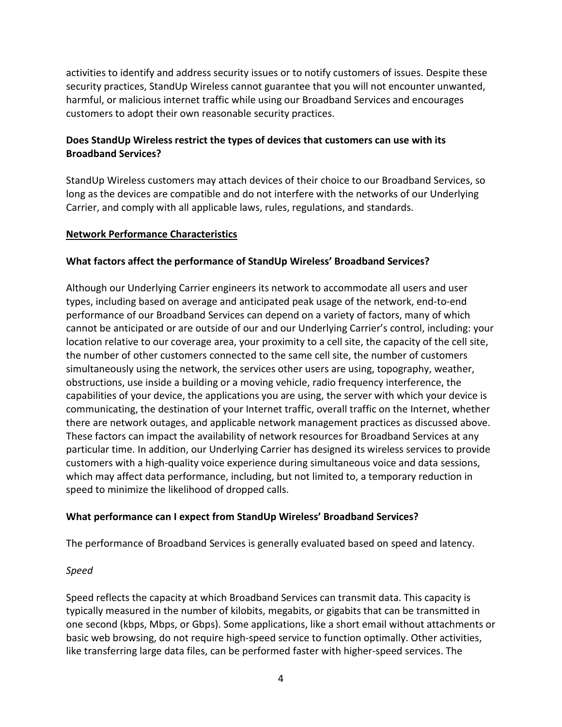activities to identify and address security issues or to notify customers of issues. Despite these security practices, StandUp Wireless cannot guarantee that you will not encounter unwanted, harmful, or malicious internet traffic while using our Broadband Services and encourages customers to adopt their own reasonable security practices.

**Does StandUp Wireless restrict the types of devices that customers can use with its Broadband Services?**

StandUp Wireless customers may attach devices of their choice to our Broadband Services, so long as the devices are compatible and do not interfere with the networks of our Underlying Carrier, and comply with all applicable laws, rules, regulations, and standards.

## Network Performance Characteristics

**What factors affect the performance of StandUp Wireless' Broadband Services?**

Although our Underlying Carrier engineers its network to accommodate all users and user types, including based on average and anticipated peak usage of the network, end-to-end performance of our Broadband Services can depend on a variety of factors, many of which cannot be anticipated or are outside of our and our Underlying Carrier's control, including: your location relative to our coverage area, your proximity to a cell site, the capacity of the cell site, the number of other customers connected to the same cell site, the number of customers simultaneously using the network, the services other users are using, topography, weather, obstructions, use inside a building or a moving vehicle, radio frequency interference, the capabilities of your device, the applications you are using, the server with which your device is communicating, the destination of your Internet traffic, overall traffic on the Internet, whether there are network outages, and applicable network management practices as discussed above. These factors can impact the availability of network resources for Broadband Services at any particular time. In addition, our Underlying Carrier has designed its wireless services to provide customers with a high-quality voice experience during simultaneous voice and data sessions, which may affect data performance, including, but not limited to, a temporary reduction in speed to minimize the likelihood of dropped calls.

**What performance can I expect from StandUp Wireless' Broadband Services?**

The performance of Broadband Services is generally evaluated based on speed and latency.

*Speed*

Speed reflects the capacity at which Broadband Services can transmit data. This capacity is typically measured in the number of kilobits, megabits, or gigabits that can be transmitted in one second (kbps, Mbps, or Gbps). Some applications, like a short email without attachments or basic web browsing, do not require high-speed service to function optimally. Other activities, like transferring large data files, can be performed faster with higher-speed services. The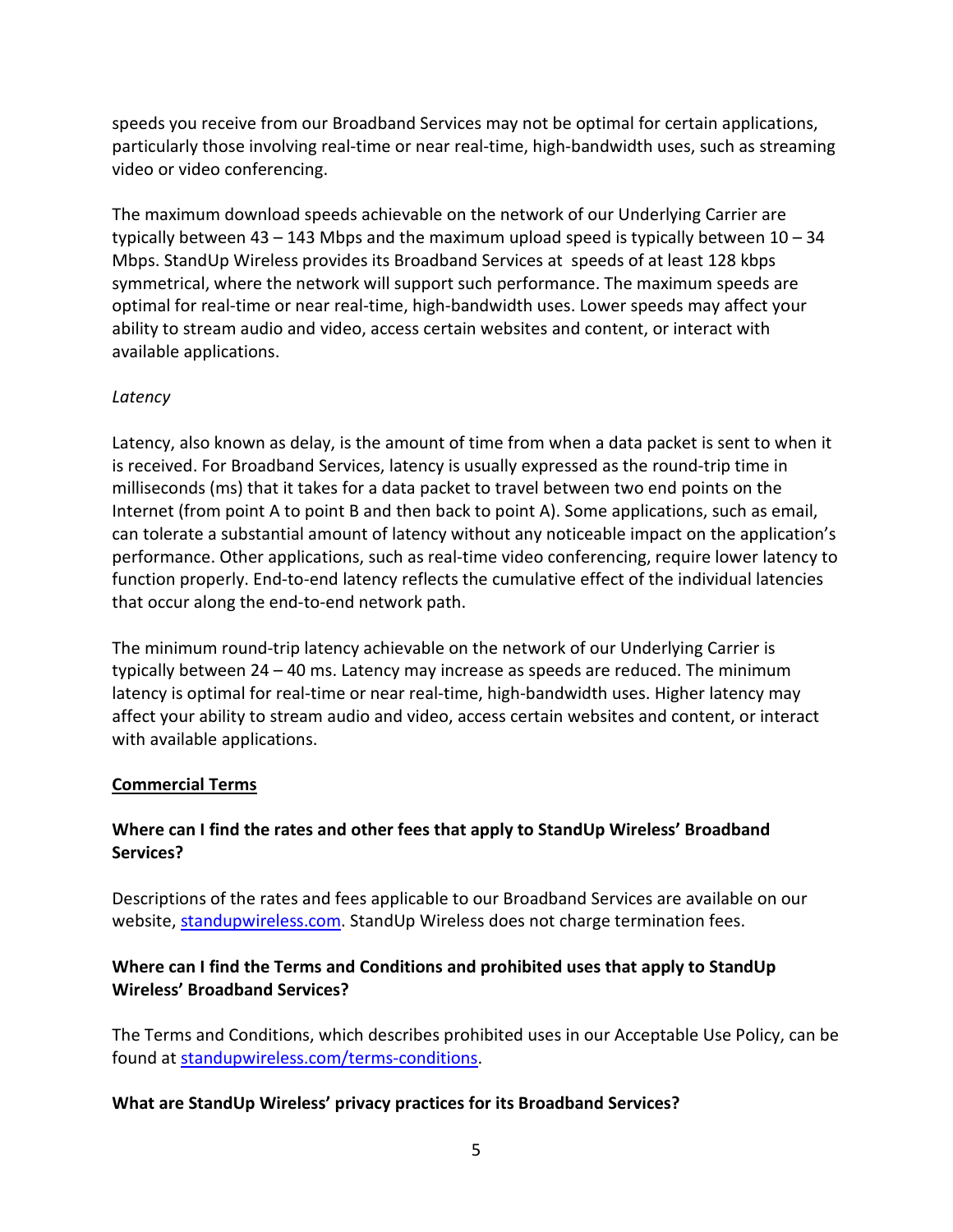speeds you receive from our Broadband Services may not be optimal for certain applications, particularly those involving real-time or near real-time, high-bandwidth uses, such as streaming video or video conferencing.

The maximum download speeds achievable on the network of our Underlying Carrier are typically between 43 – 143 Mbps and the maximum upload speed is typically between 10 – 34 Mbps. StandUp Wireless provides its Broadband Services at speeds of at least 128 kbps symmetrical, where the network will support such performance. The maximum speeds are optimal for real-time or near real-time, high-bandwidth uses. Lower speeds may affect your ability to stream audio and video, access certain websites and content, or interact with available applications.

*Latency*

Latency, also known as delay, is the amount of time from when a data packet is sent to when it is received. For Broadband Services, latency is usually expressed as the round-trip time in milliseconds (ms) that it takes for a data packet to travel between two end points on the Internet (from point A to point B and then back to point A). Some applications, such as email, can tolerate a substantial amount of latency without any noticeable impact on the application's performance. Other applications, such as real-time video conferencing, require lower latency to function properly. End-to-end latency reflects the cumulative effect of the individual latencies that occur along the end-to-end network path.

The minimum round-trip latency achievable on the network of our Underlying Carrier is typically between 24 – 40 ms. Latency may increase as speeds are reduced. The minimum latency is optimal for real-time or near real-time, high-bandwidth uses. Higher latency may affect your ability to stream audio and video, access certain websites and content, or interact with available applications.

## <u>Commercial Terms</u>

### Where can I find the rates and other fees that apply to StandUp Wireless' Broadband Services?

Descriptions of the rates and fees applicable to our Broadband Services are available on our website, [standupwireless.com](standupwireless.com). StandUp Wireless does not charge termination fees.

### Where can I find the Terms and Conditions and prohibited uses that apply to StandUp Wireless' Broadband Services?

The Terms and Conditions, which describes prohibited uses in our Acceptable Use Policy, can be found at [standupwireless.com/terms-conditions](standupwireless.com/terms-conditions).

### What are StandUp Wireless' privacy practices for its Broadband Services?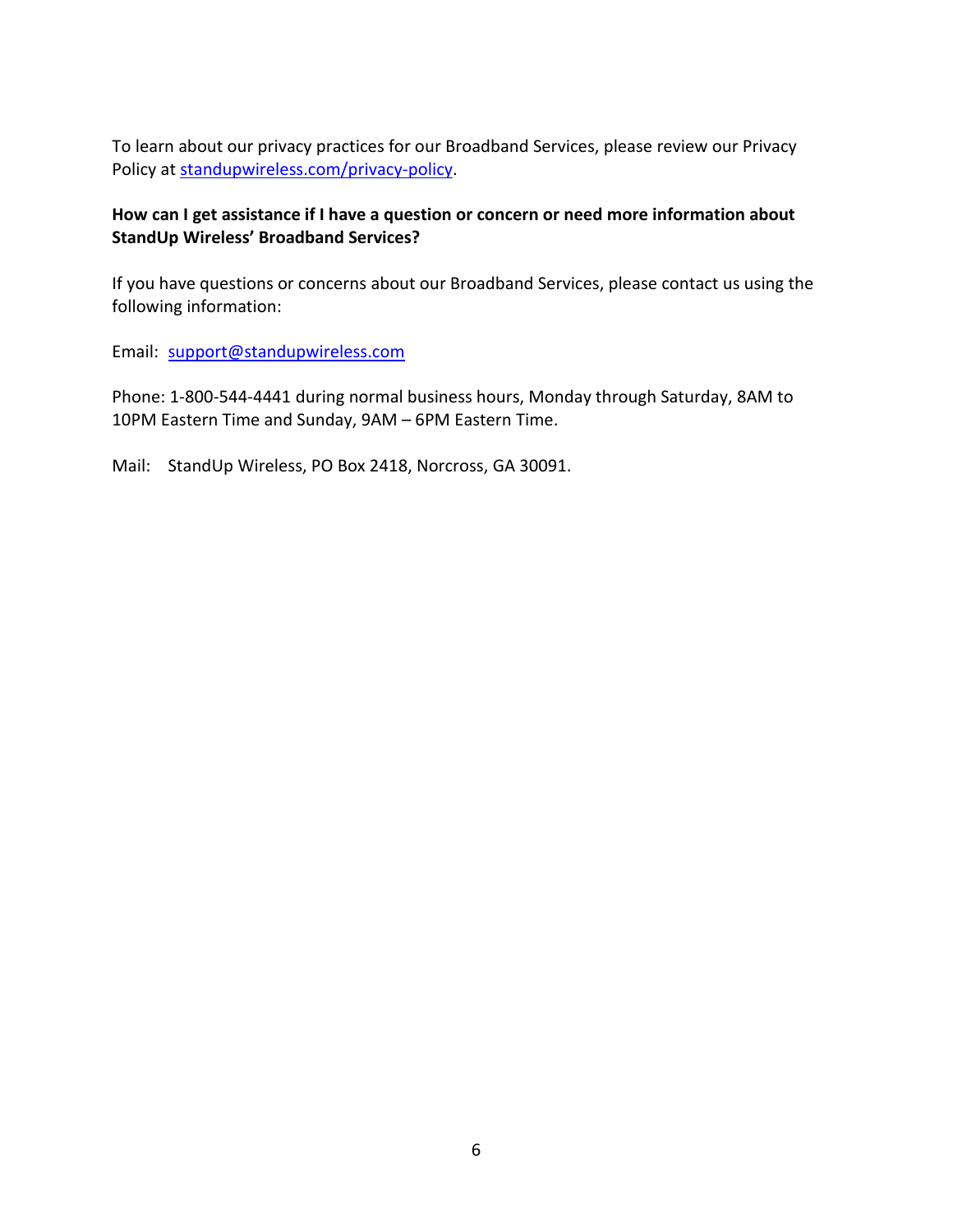To learn about our privacy practices for our Broadband Services, please review our Privacy Policy at [standupwireless.com/privacy-policy](standupwireless.com/privacy-policy).

**How can I get assistance if I have a question or concern or need more information about StandUp Wireless' Broadband Services?**

If you have questions or concerns about our Broadband Services, please contact us using the following information:

Email: [support@standupwireless.com](mailto:support@standupwireless.com)

Phone: 1-800-544-4441 during normal business hours, Monday through Saturday, 8AM to 10PM Eastern Time and Sunday, 9AM – 6PM Eastern Time.

Mail: StandUp Wireless, PO Box 2418, Norcross, GA 30091.